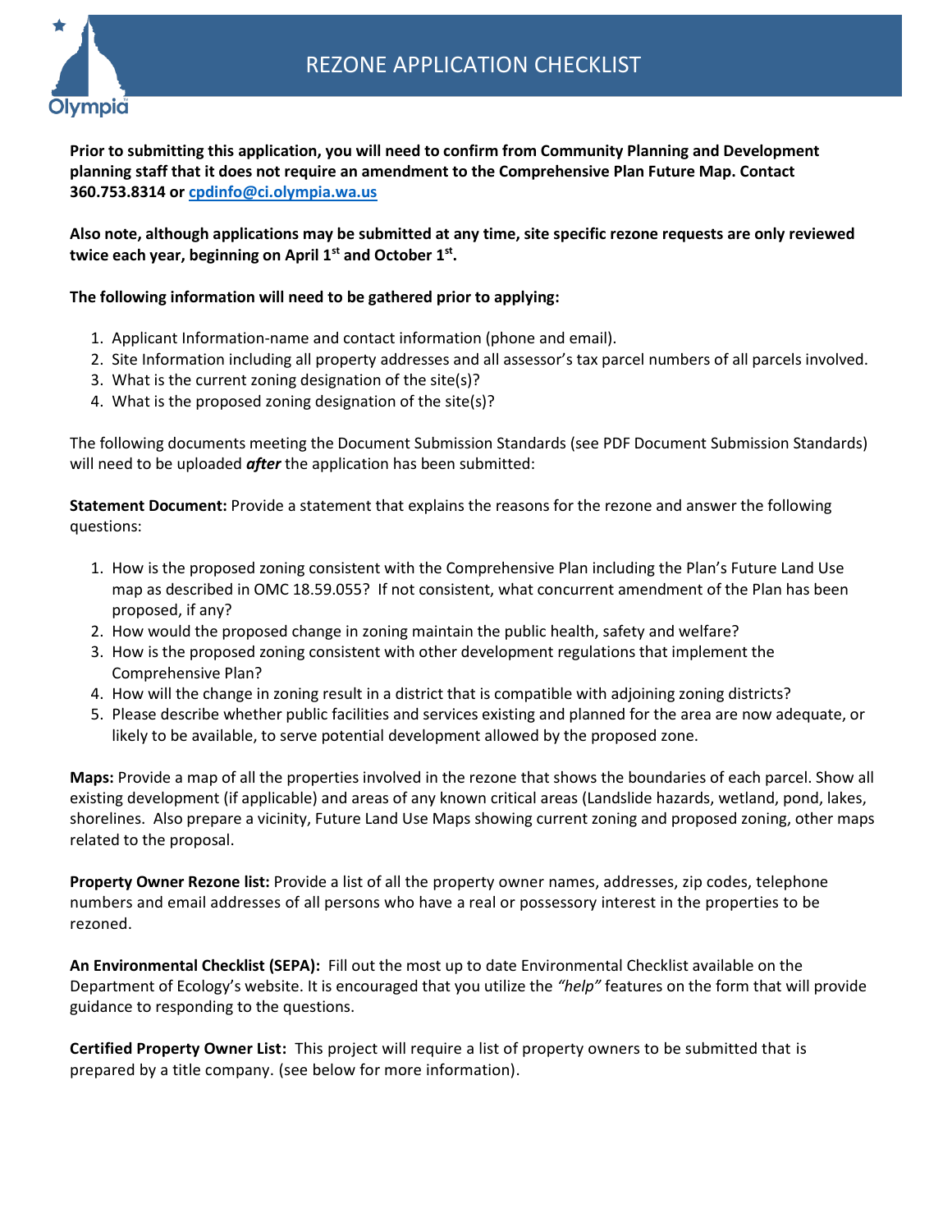# REZONE APPLICATION CHECKLIST

**Prior to submitting this application, you will need to confirm from Community Planning and Development planning staff that it does not require an amendment to the Comprehensive Plan Future Map. Contact 360.753.8314 or [cpdinfo@ci.olympia.wa.us](mailto:cpdinfo@ci.olympia.wa.us)**

**Also note, although applications may be submitted at any time, site specific rezone requests are only reviewed twice each year, beginning on April 1st and October 1st.**

**The following information will need to be gathered prior to applying:**

1. Applicant Information-name and contact information (phone and email).
2. Site Information including all property addresses and all assessor's tax parcel numbers of all parcels involved.
3. What is the current zoning designation of the site(s)?
4. What is the proposed zoning designation of the site(s)?

The following documents meeting the Document Submission Standards (see PDF Document Submission Standards) will need to be uploaded ***after*** the application has been submitted:

**Statement Document:** Provide a statement that explains the reasons for the rezone and answer the following questions:

1. How is the proposed zoning consistent with the Comprehensive Plan including the Plan's Future Land Use map as described in OMC 18.59.055? If not consistent, what concurrent amendment of the Plan has been proposed, if any?
2. How would the proposed change in zoning maintain the public health, safety and welfare?
3. How is the proposed zoning consistent with other development regulations that implement the Comprehensive Plan?
4. How will the change in zoning result in a district that is compatible with adjoining zoning districts?
5. Please describe whether public facilities and services existing and planned for the area are now adequate, or likely to be available, to serve potential development allowed by the proposed zone.

**Maps:** Provide a map of all the properties involved in the rezone that shows the boundaries of each parcel. Show all existing development (if applicable) and areas of any known critical areas (Landslide hazards, wetland, pond, lakes, shorelines. Also prepare a vicinity, Future Land Use Maps showing current zoning and proposed zoning, other maps related to the proposal.

**Property Owner Rezone list:** Provide a list of all the property owner names, addresses, zip codes, telephone numbers and email addresses of all persons who have a real or possessory interest in the properties to be rezoned.

**An Environmental Checklist (SEPA):** Fill out the most up to date Environmental Checklist available on the Department of Ecology's website. It is encouraged that you utilize the *"help"* features on the form that will provide guidance to responding to the questions.

**Certified Property Owner List:** This project will require a list of property owners to be submitted that is prepared by a title company. (see below for more information).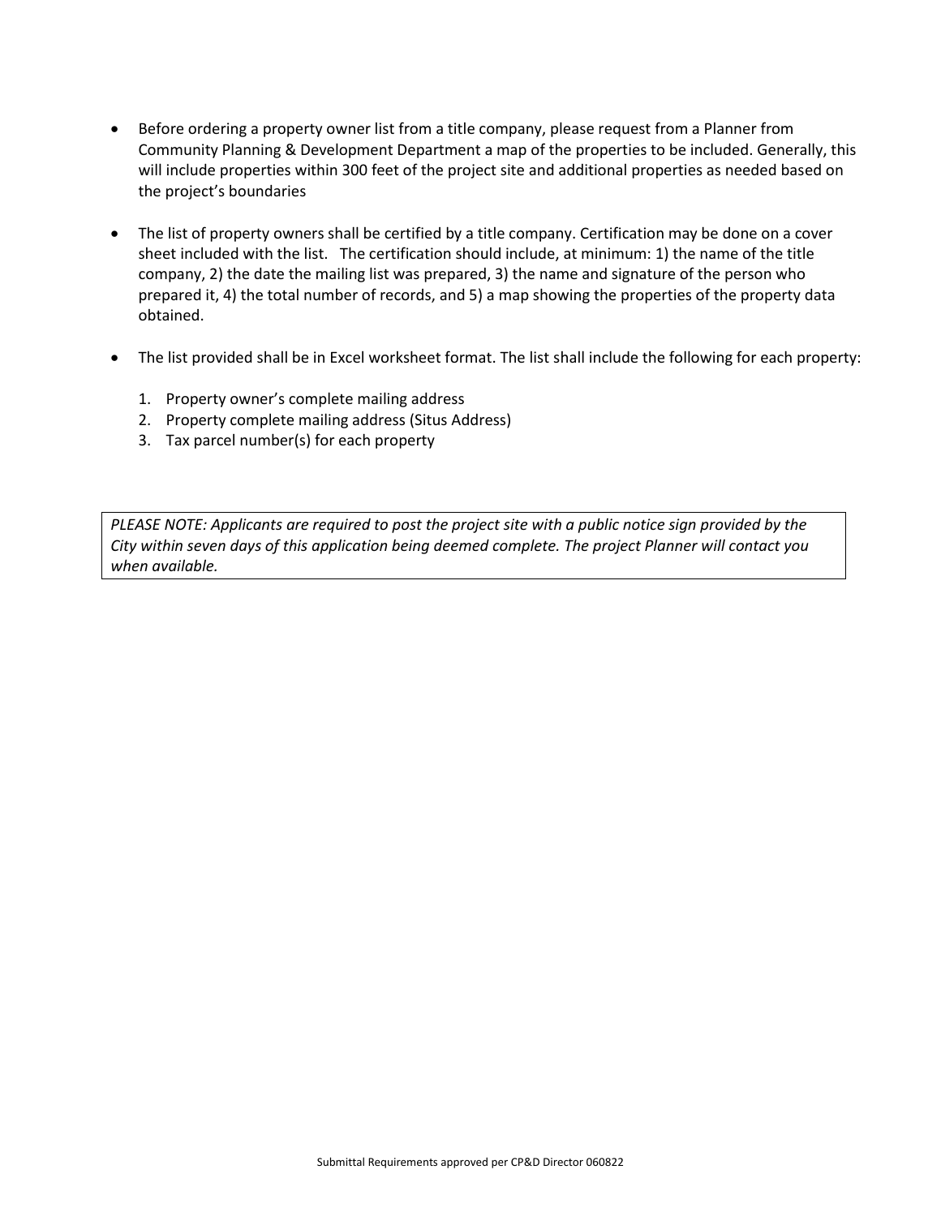- Before ordering a property owner list from a title company, please request from a Planner from Community Planning & Development Department a map of the properties to be included. Generally, this will include properties within 300 feet of the project site and additional properties as needed based on the project's boundaries

- The list of property owners shall be certified by a title company. Certification may be done on a cover sheet included with the list. The certification should include, at minimum: 1) the name of the title company, 2) the date the mailing list was prepared, 3) the name and signature of the person who prepared it, 4) the total number of records, and 5) a map showing the properties of the property data obtained.

- The list provided shall be in Excel worksheet format. The list shall include the following for each property:

  1. Property owner's complete mailing address
  2. Property complete mailing address (Situs Address)
  3. Tax parcel number(s) for each property

*PLEASE NOTE: Applicants are required to post the project site with a public notice sign provided by the City within seven days of this application being deemed complete. The project Planner will contact you when available.*

Submittal Requirements approved per CP&D Director 060822